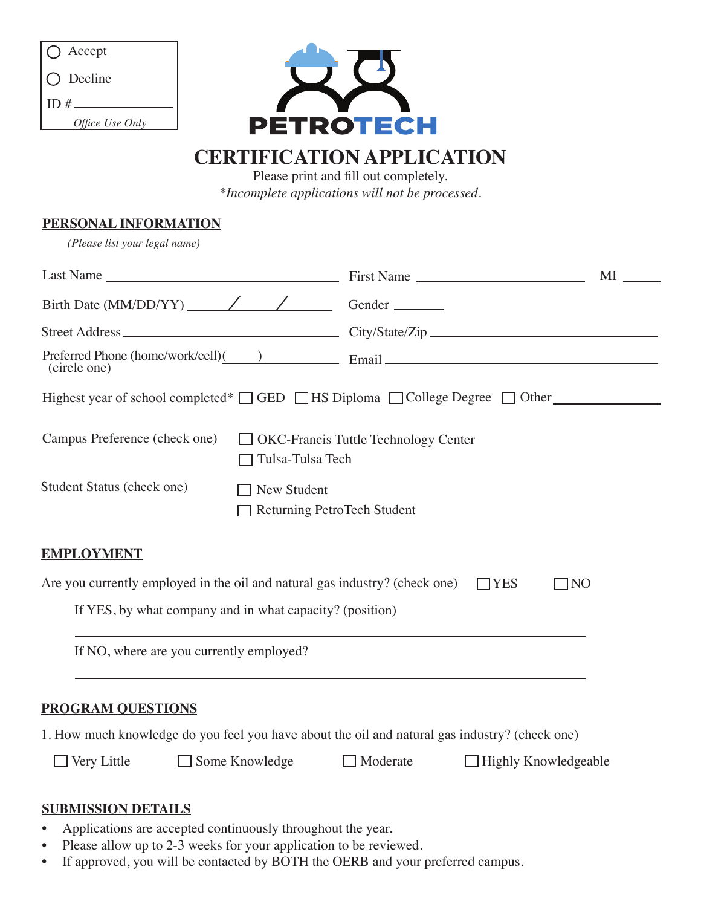○ Accept

○ Decline

ID # ____________

*Office Use Only*

PETROTECH

# CERTIFICATION APPLICATION

Please print and fill out completely.

*\*Incomplete applications will not be processed.*

## PERSONAL INFORMATION

*(Please list your legal name)*

Last Name ______________________________ First Name ______________________ MI _____

Birth Date (MM/DD/YY) ______/______/______ Gender _______

Street Address ______________________________ City/State/Zip ______________________________

Preferred Phone (home/work/cell)(____) ____________ Email ______________________________
(circle one)

Highest year of school completed* ☐ GED ☐ HS Diploma ☐ College Degree ☐ Other ____________

Campus Preference (check one)
- ☐ OKC-Francis Tuttle Technology Center
- ☐ Tulsa-Tulsa Tech

Student Status (check one)
- ☐ New Student
- ☐ Returning PetroTech Student

## EMPLOYMENT

Are you currently employed in the oil and natural gas industry? (check one) ☐ YES ☐ NO

If YES, by what company and in what capacity? (position)

______________________________________________________________

If NO, where are you currently employed?

______________________________________________________________

## PROGRAM QUESTIONS

1. How much knowledge do you feel you have about the oil and natural gas industry? (check one)

☐ Very Little ☐ Some Knowledge ☐ Moderate ☐ Highly Knowledgeable

## SUBMISSION DETAILS

- Applications are accepted continuously throughout the year.
- Please allow up to 2-3 weeks for your application to be reviewed.
- If approved, you will be contacted by BOTH the OERB and your preferred campus.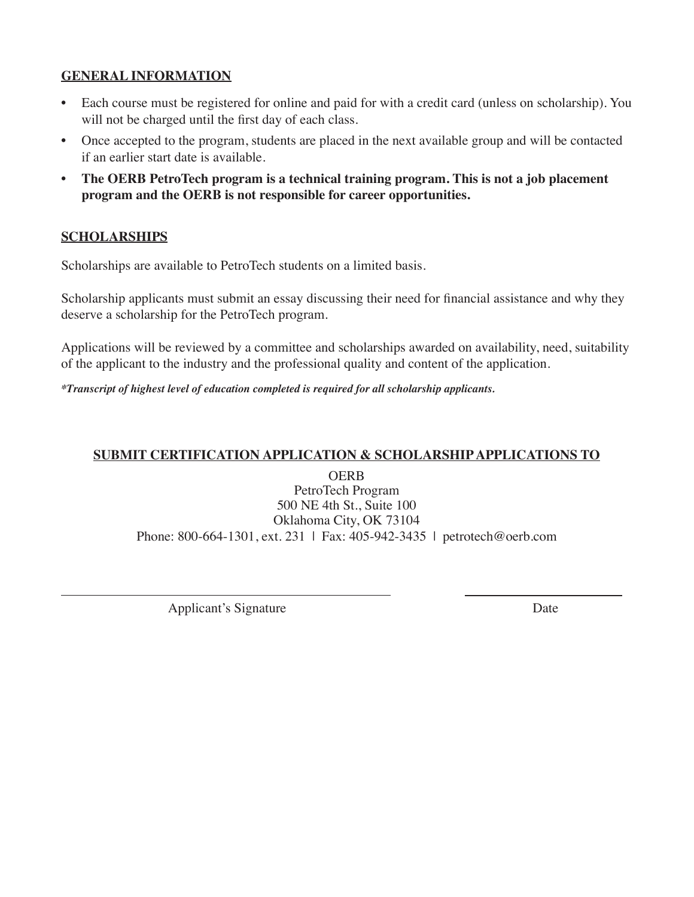## GENERAL INFORMATION

- Each course must be registered for online and paid for with a credit card (unless on scholarship). You will not be charged until the first day of each class.
- Once accepted to the program, students are placed in the next available group and will be contacted if an earlier start date is available.
- **The OERB PetroTech program is a technical training program. This is not a job placement program and the OERB is not responsible for career opportunities.**

## SCHOLARSHIPS

Scholarships are available to PetroTech students on a limited basis.

Scholarship applicants must submit an essay discussing their need for financial assistance and why they deserve a scholarship for the PetroTech program.

Applications will be reviewed by a committee and scholarships awarded on availability, need, suitability of the applicant to the industry and the professional quality and content of the application.

***Transcript of highest level of education completed is required for all scholarship applicants.***

## SUBMIT CERTIFICATION APPLICATION & SCHOLARSHIP APPLICATIONS TO

OERB
PetroTech Program
500 NE 4th St., Suite 100
Oklahoma City, OK 73104
Phone: 800-664-1301, ext. 231 | Fax: 405-942-3435 | petrotech@oerb.com

_______________________________________ ____________________

Applicant's Signature Date